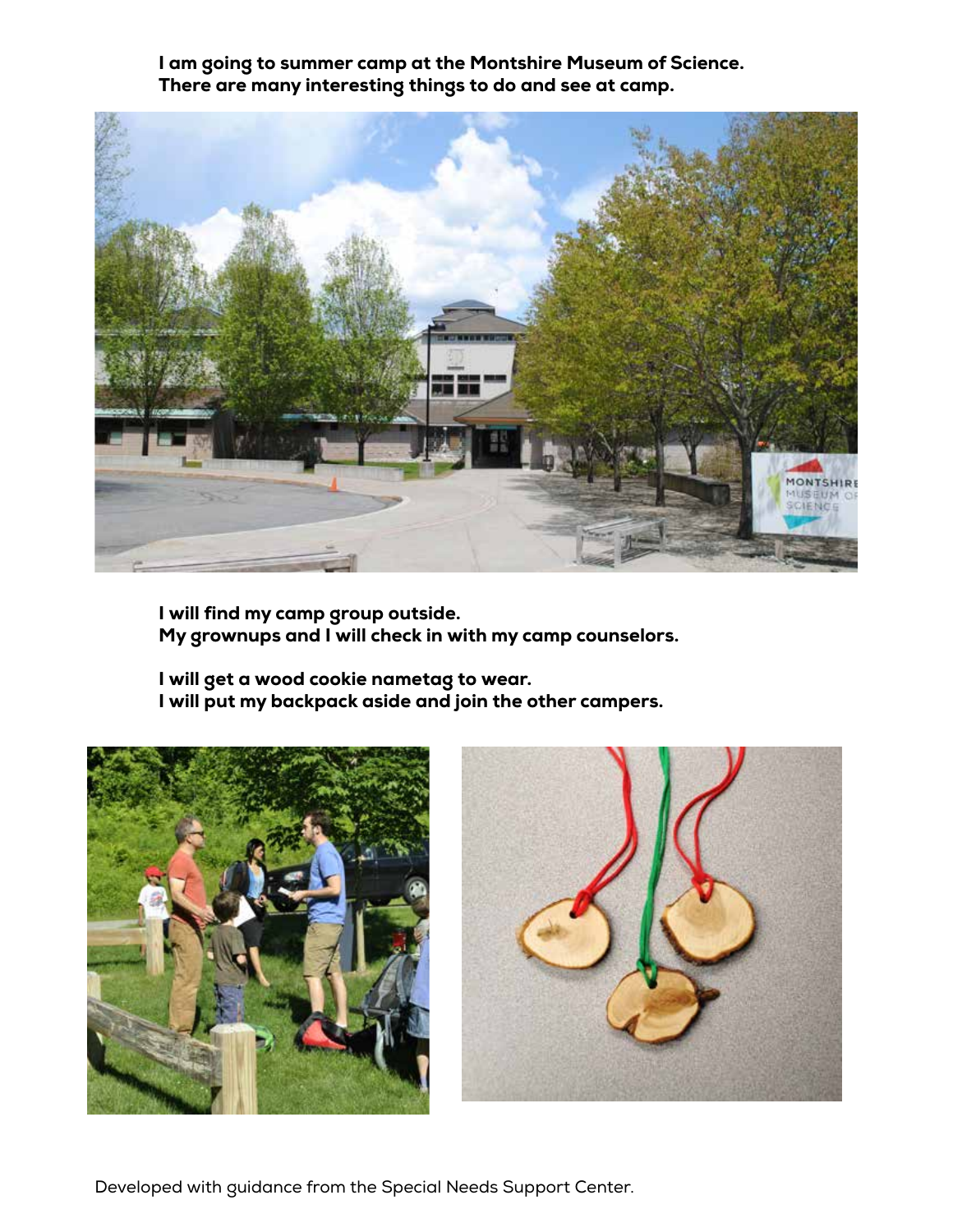I am going to summer camp at the Montshire Museum of Science.
There are many interesting things to do and see at camp.

I will find my camp group outside.
My grownups and I will check in with my camp counselors.

I will get a wood cookie nametag to wear.
I will put my backpack aside and join the other campers.

Developed with guidance from the Special Needs Support Center.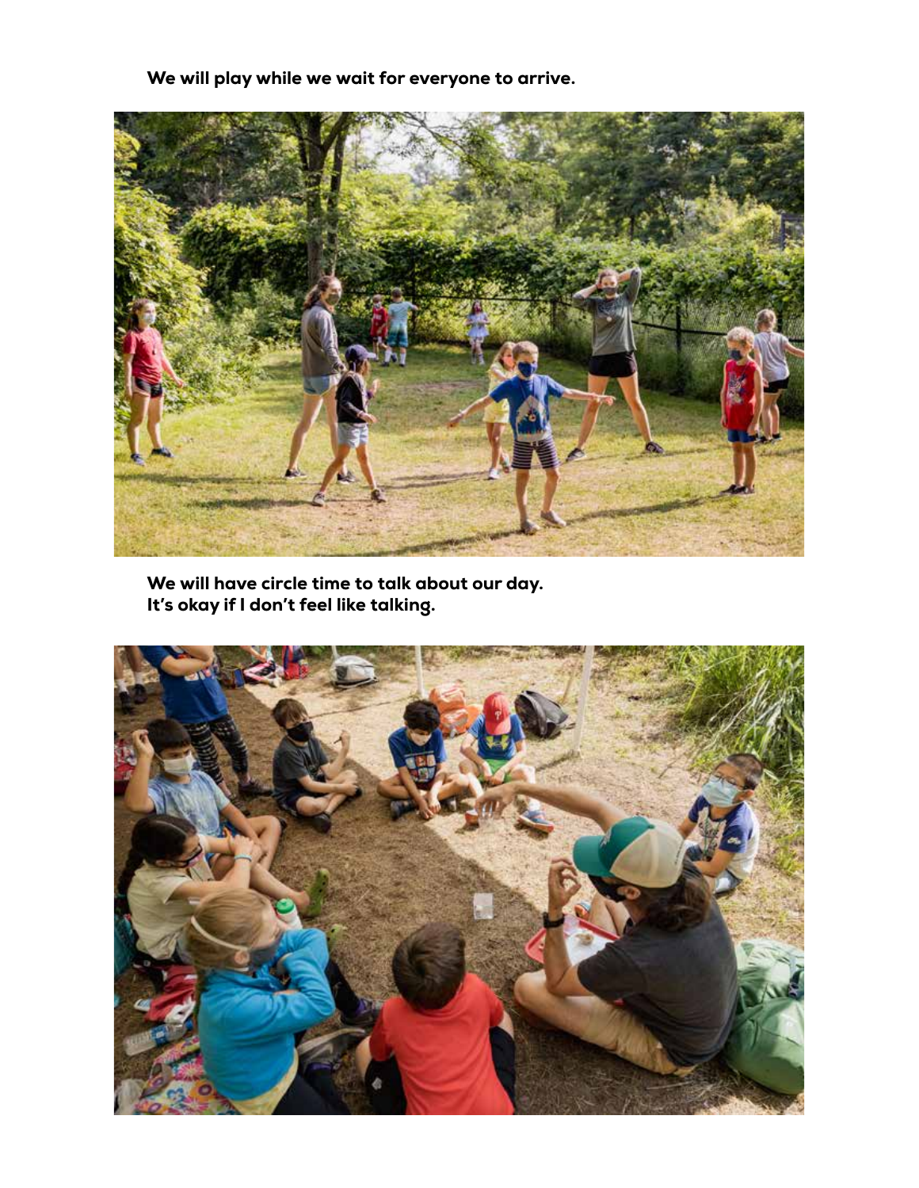**We will play while we wait for everyone to arrive.**

**We will have circle time to talk about our day.**
**It's okay if I don't feel like talking.**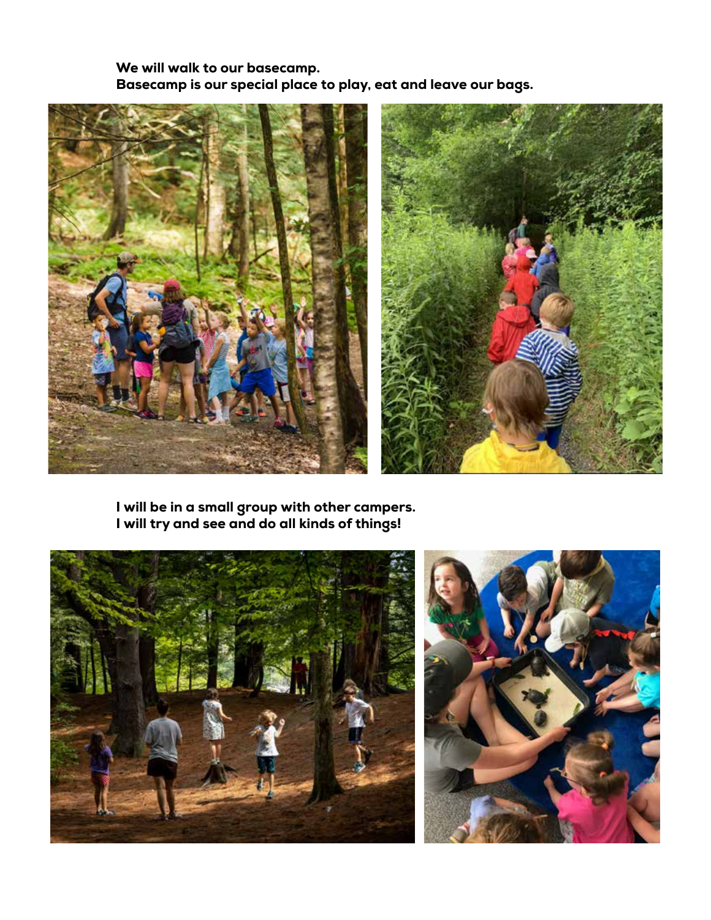**We will walk to our basecamp.**
**Basecamp is our special place to play, eat and leave our bags.**

**I will be in a small group with other campers.**
**I will try and see and do all kinds of things!**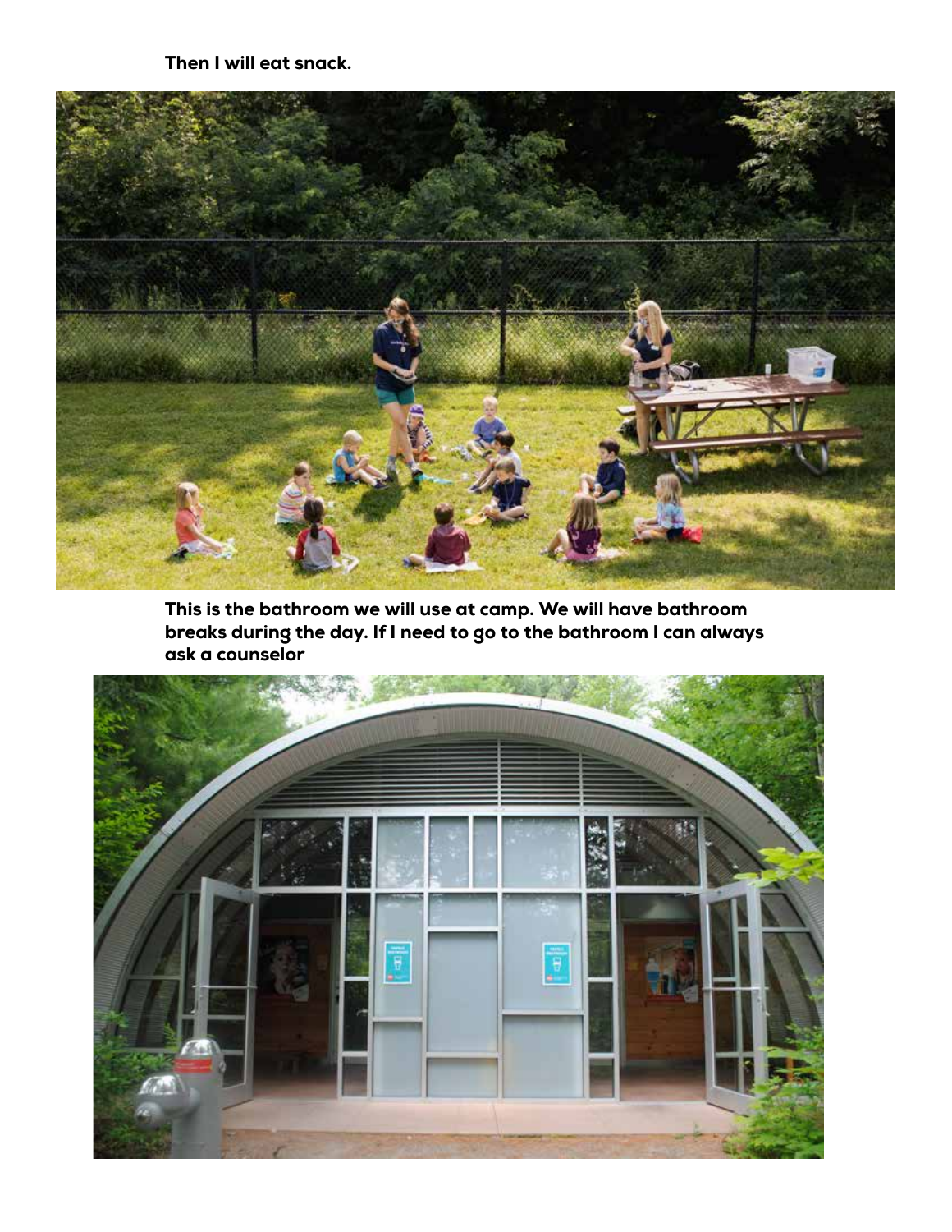**Then I will eat snack.**

**This is the bathroom we will use at camp. We will have bathroom breaks during the day. If I need to go to the bathroom I can always ask a counselor**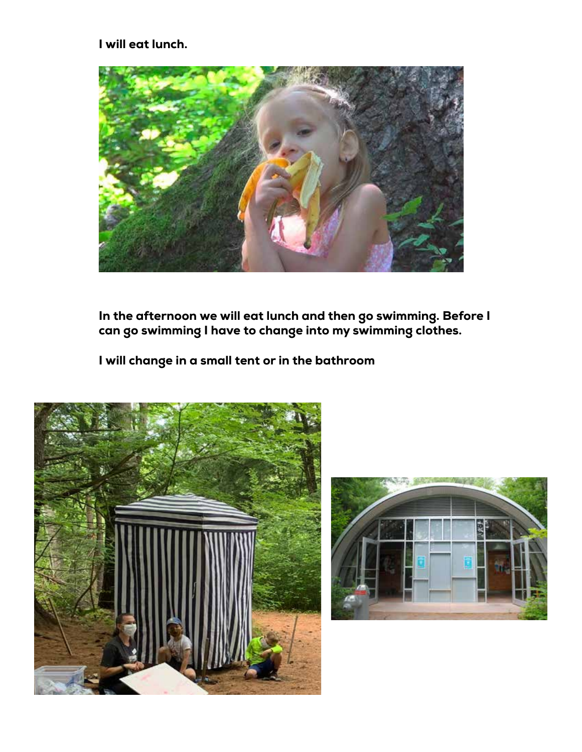**I will eat lunch.**

**In the afternoon we will eat lunch and then go swimming. Before I can go swimming I have to change into my swimming clothes.**

**I will change in a small tent or in the bathroom**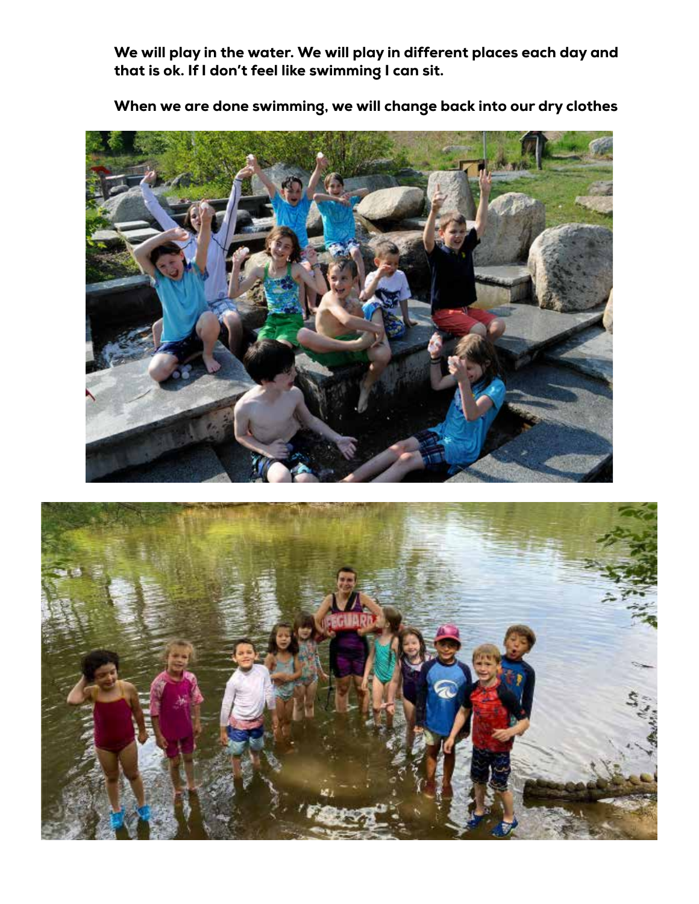**We will play in the water. We will play in different places each day and that is ok. If I don't feel like swimming I can sit.**

**When we are done swimming, we will change back into our dry clothes**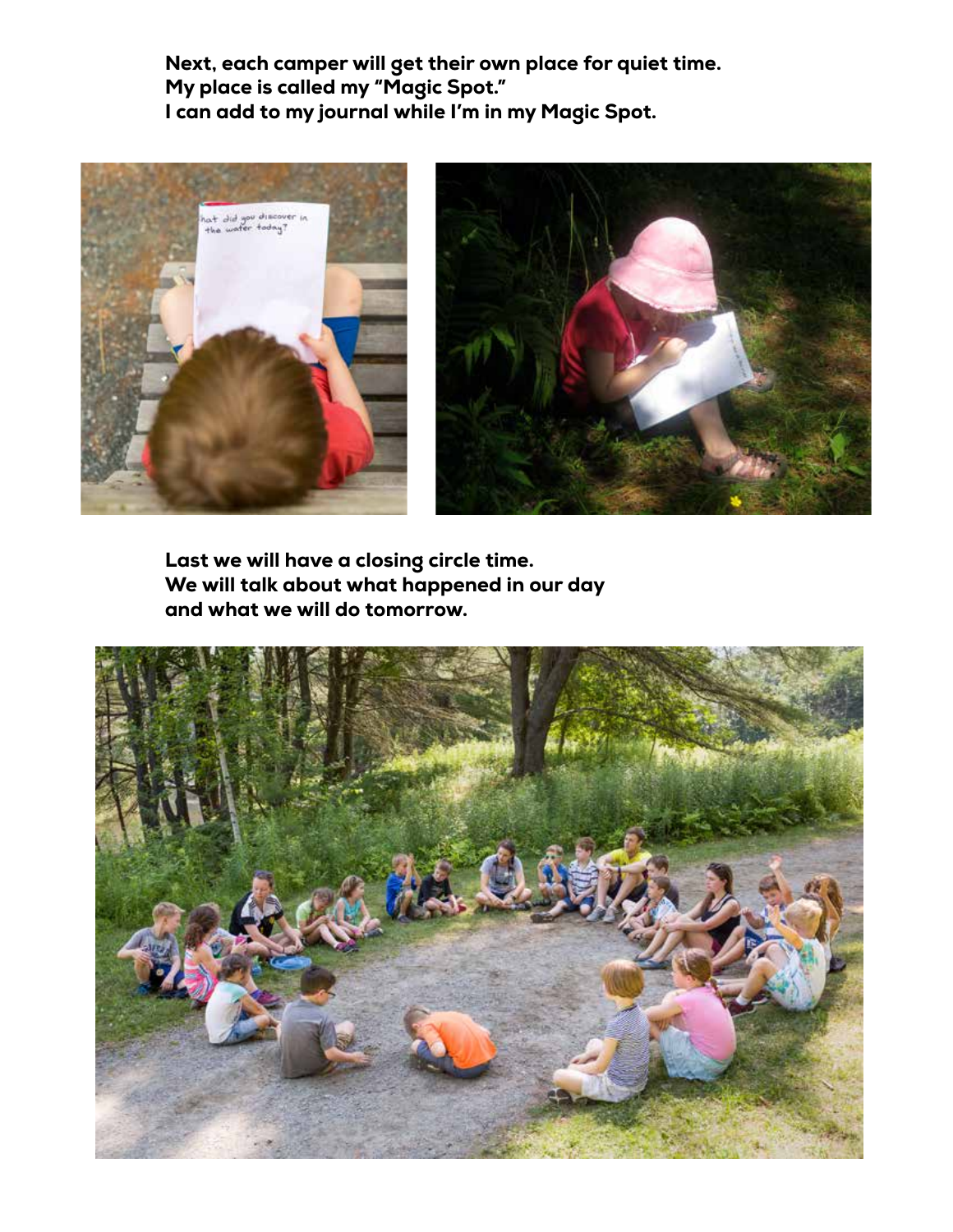Next, each camper will get their own place for quiet time.
My place is called my "Magic Spot."
I can add to my journal while I'm in my Magic Spot.

Last we will have a closing circle time.
We will talk about what happened in our day
and what we will do tomorrow.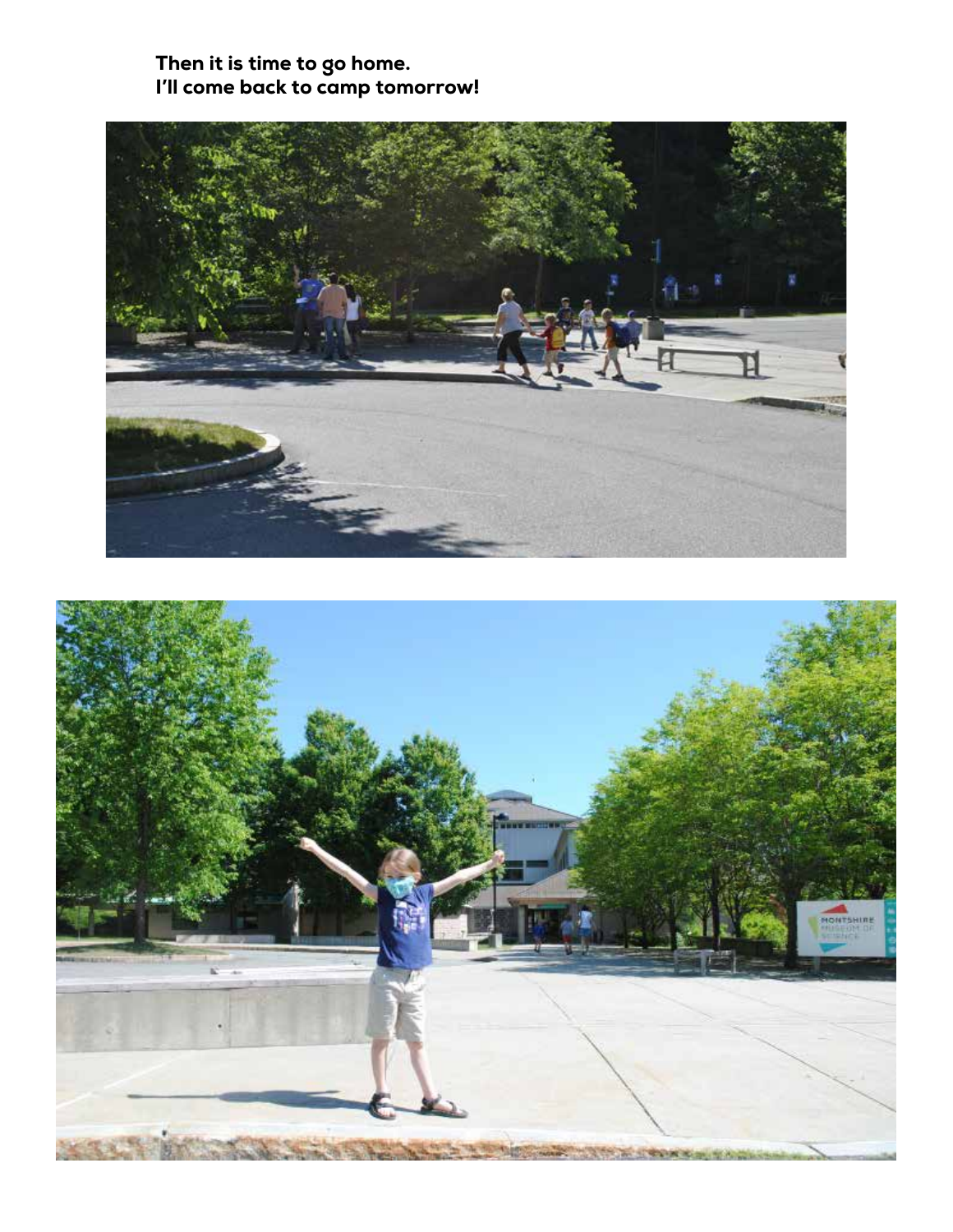**Then it is time to go home.**
**I'll come back to camp tomorrow!**